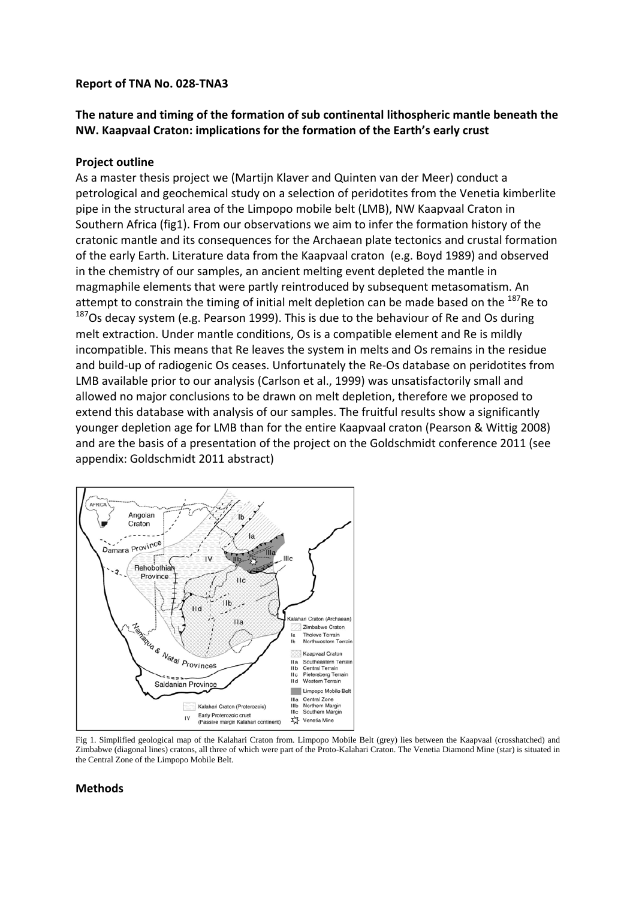**Report of TNA No. 028-TNA3**

**The nature and timing of the formation of sub continental lithospheric mantle beneath the NW. Kaapvaal Craton: implications for the formation of the Earth's early crust**

**Project outline**

As a master thesis project we (Martijn Klaver and Quinten van der Meer) conduct a petrological and geochemical study on a selection of peridotites from the Venetia kimberlite pipe in the structural area of the Limpopo mobile belt (LMB), NW Kaapvaal Craton in Southern Africa (fig1). From our observations we aim to infer the formation history of the cratonic mantle and its consequences for the Archaean plate tectonics and crustal formation of the early Earth. Literature data from the Kaapvaal craton (e.g. Boyd 1989) and observed in the chemistry of our samples, an ancient melting event depleted the mantle in magmaphile elements that were partly reintroduced by subsequent metasomatism. An attempt to constrain the timing of initial melt depletion can be made based on the $^{187}$Re to $^{187}$Os decay system (e.g. Pearson 1999). This is due to the behaviour of Re and Os during melt extraction. Under mantle conditions, Os is a compatible element and Re is mildly incompatible. This means that Re leaves the system in melts and Os remains in the residue and build-up of radiogenic Os ceases. Unfortunately the Re-Os database on peridotites from LMB available prior to our analysis (Carlson et al., 1999) was unsatisfactorily small and allowed no major conclusions to be drawn on melt depletion, therefore we proposed to extend this database with analysis of our samples. The fruitful results show a significantly younger depletion age for LMB than for the entire Kaapvaal craton (Pearson & Wittig 2008) and are the basis of a presentation of the project on the Goldschmidt conference 2011 (see appendix: Goldschmidt 2011 abstract)

Fig 1. Simplified geological map of the Kalahari Craton from. Limpopo Mobile Belt (grey) lies between the Kaapvaal (crosshatched) and Zimbabwe (diagonal lines) cratons, all three of which were part of the Proto-Kalahari Craton. The Venetia Diamond Mine (star) is situated in the Central Zone of the Limpopo Mobile Belt.

**Methods**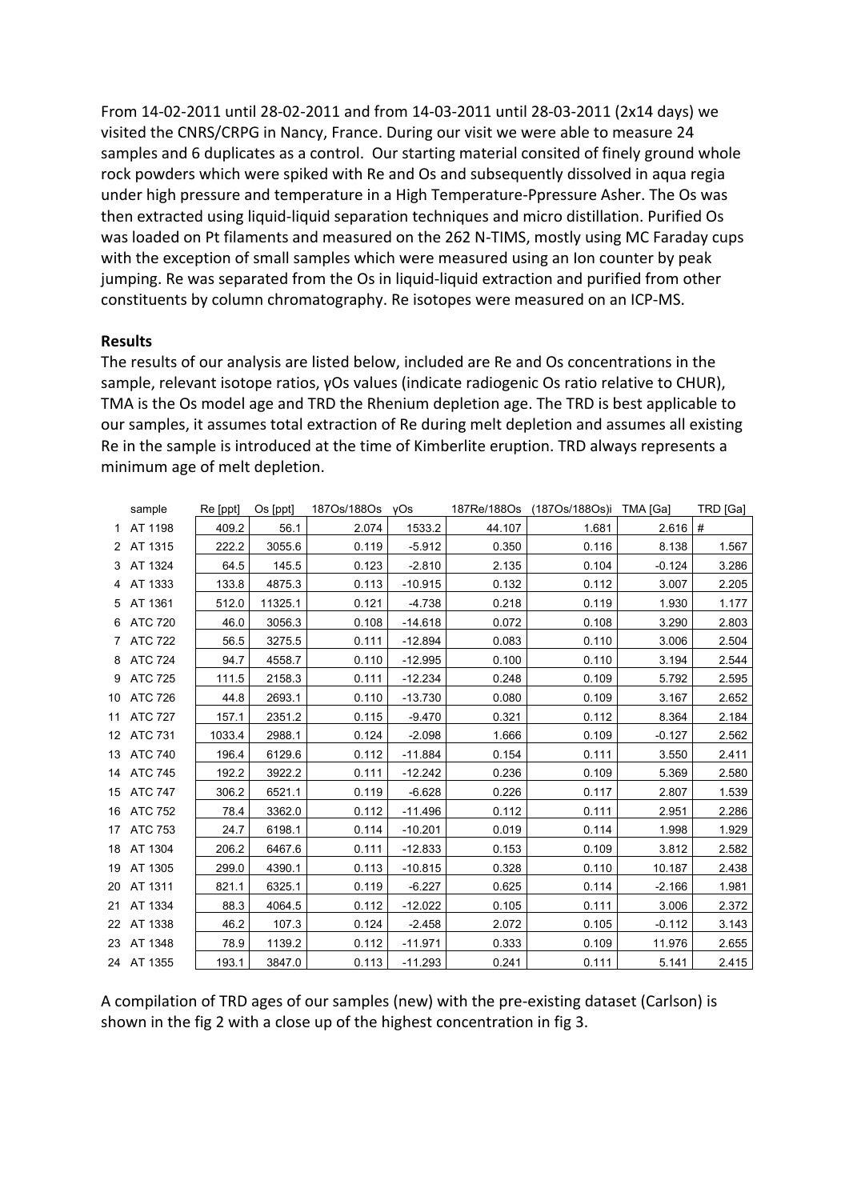From 14-02-2011 until 28-02-2011 and from 14-03-2011 until 28-03-2011 (2x14 days) we visited the CNRS/CRPG in Nancy, France. During our visit we were able to measure 24 samples and 6 duplicates as a control. Our starting material consited of finely ground whole rock powders which were spiked with Re and Os and subsequently dissolved in aqua regia under high pressure and temperature in a High Temperature-Ppressure Asher. The Os was then extracted using liquid-liquid separation techniques and micro distillation. Purified Os was loaded on Pt filaments and measured on the 262 N-TIMS, mostly using MC Faraday cups with the exception of small samples which were measured using an Ion counter by peak jumping. Re was separated from the Os in liquid-liquid extraction and purified from other constituents by column chromatography. Re isotopes were measured on an ICP-MS.

**Results**

The results of our analysis are listed below, included are Re and Os concentrations in the sample, relevant isotope ratios, γOs values (indicate radiogenic Os ratio relative to CHUR), TMA is the Os model age and TRD the Rhenium depletion age. The TRD is best applicable to our samples, it assumes total extraction of Re during melt depletion and assumes all existing Re in the sample is introduced at the time of Kimberlite eruption. TRD always represents a minimum age of melt depletion.

| | sample | Re [ppt] | Os [ppt] | 187Os/188Os | γOs | 187Re/188Os | (187Os/188Os)i | TMA [Ga] | TRD [Ga] |
|---|---|---|---|---|---|---|---|---|---|
| 1 | AT 1198 | 409.2 | 56.1 | 2.074 | 1533.2 | 44.107 | 1.681 | 2.616 | # |
| 2 | AT 1315 | 222.2 | 3055.6 | 0.119 | -5.912 | 0.350 | 0.116 | 8.138 | 1.567 |
| 3 | AT 1324 | 64.5 | 145.5 | 0.123 | -2.810 | 2.135 | 0.104 | -0.124 | 3.286 |
| 4 | AT 1333 | 133.8 | 4875.3 | 0.113 | -10.915 | 0.132 | 0.112 | 3.007 | 2.205 |
| 5 | AT 1361 | 512.0 | 11325.1 | 0.121 | -4.738 | 0.218 | 0.119 | 1.930 | 1.177 |
| 6 | ATC 720 | 46.0 | 3056.3 | 0.108 | -14.618 | 0.072 | 0.108 | 3.290 | 2.803 |
| 7 | ATC 722 | 56.5 | 3275.5 | 0.111 | -12.894 | 0.083 | 0.110 | 3.006 | 2.504 |
| 8 | ATC 724 | 94.7 | 4558.7 | 0.110 | -12.995 | 0.100 | 0.110 | 3.194 | 2.544 |
| 9 | ATC 725 | 111.5 | 2158.3 | 0.111 | -12.234 | 0.248 | 0.109 | 5.792 | 2.595 |
| 10 | ATC 726 | 44.8 | 2693.1 | 0.110 | -13.730 | 0.080 | 0.109 | 3.167 | 2.652 |
| 11 | ATC 727 | 157.1 | 2351.2 | 0.115 | -9.470 | 0.321 | 0.112 | 8.364 | 2.184 |
| 12 | ATC 731 | 1033.4 | 2988.1 | 0.124 | -2.098 | 1.666 | 0.109 | -0.127 | 2.562 |
| 13 | ATC 740 | 196.4 | 6129.6 | 0.112 | -11.884 | 0.154 | 0.111 | 3.550 | 2.411 |
| 14 | ATC 745 | 192.2 | 3922.2 | 0.111 | -12.242 | 0.236 | 0.109 | 5.369 | 2.580 |
| 15 | ATC 747 | 306.2 | 6521.1 | 0.119 | -6.628 | 0.226 | 0.117 | 2.807 | 1.539 |
| 16 | ATC 752 | 78.4 | 3362.0 | 0.112 | -11.496 | 0.112 | 0.111 | 2.951 | 2.286 |
| 17 | ATC 753 | 24.7 | 6198.1 | 0.114 | -10.201 | 0.019 | 0.114 | 1.998 | 1.929 |
| 18 | AT 1304 | 206.2 | 6467.6 | 0.111 | -12.833 | 0.153 | 0.109 | 3.812 | 2.582 |
| 19 | AT 1305 | 299.0 | 4390.1 | 0.113 | -10.815 | 0.328 | 0.110 | 10.187 | 2.438 |
| 20 | AT 1311 | 821.1 | 6325.1 | 0.119 | -6.227 | 0.625 | 0.114 | -2.166 | 1.981 |
| 21 | AT 1334 | 88.3 | 4064.5 | 0.112 | -12.022 | 0.105 | 0.111 | 3.006 | 2.372 |
| 22 | AT 1338 | 46.2 | 107.3 | 0.124 | -2.458 | 2.072 | 0.105 | -0.112 | 3.143 |
| 23 | AT 1348 | 78.9 | 1139.2 | 0.112 | -11.971 | 0.333 | 0.109 | 11.976 | 2.655 |
| 24 | AT 1355 | 193.1 | 3847.0 | 0.113 | -11.293 | 0.241 | 0.111 | 5.141 | 2.415 |

A compilation of TRD ages of our samples (new) with the pre-existing dataset (Carlson) is shown in the fig 2 with a close up of the highest concentration in fig 3.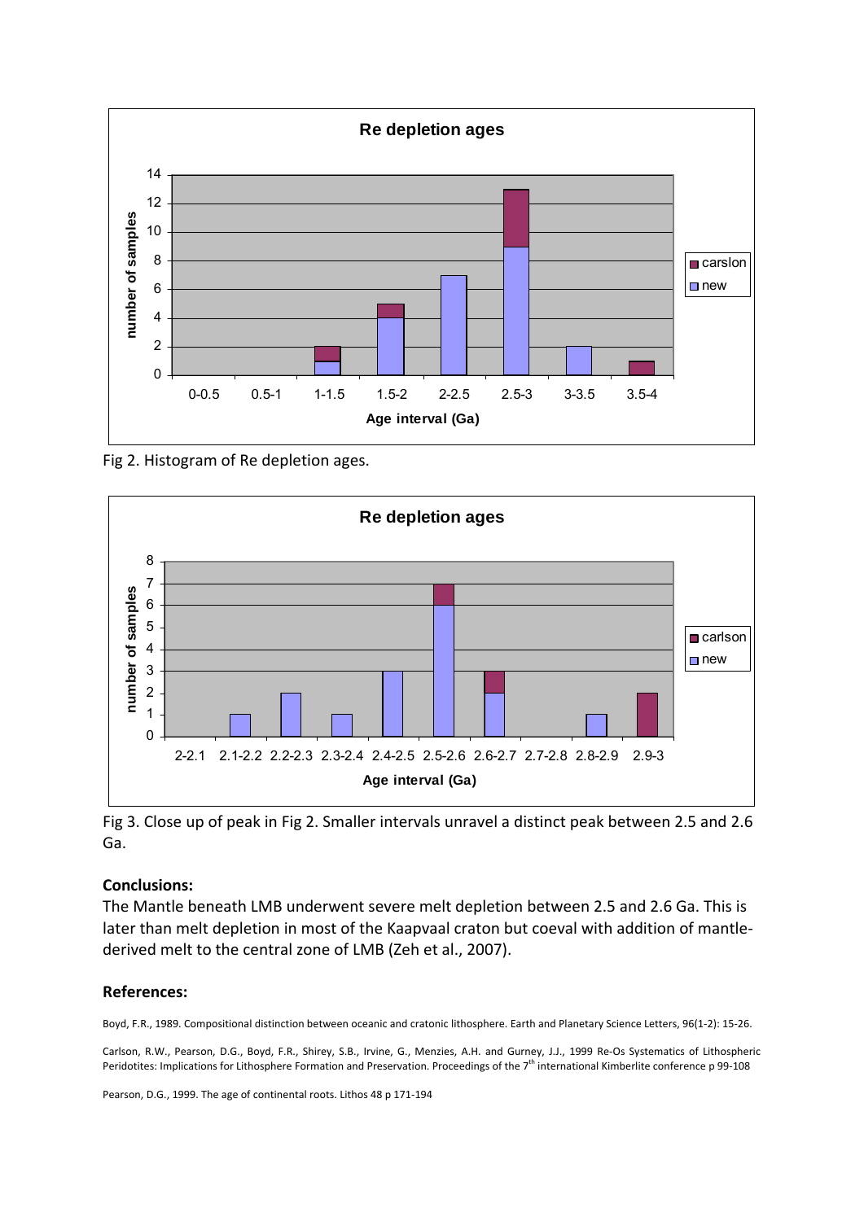Fig 2. Histogram of Re depletion ages.

Fig 3. Close up of peak in Fig 2. Smaller intervals unravel a distinct peak between 2.5 and 2.6 Ga.

### Conclusions:

The Mantle beneath LMB underwent severe melt depletion between 2.5 and 2.6 Ga. This is later than melt depletion in most of the Kaapvaal craton but coeval with addition of mantle-derived melt to the central zone of LMB (Zeh et al., 2007).

### References:

Boyd, F.R., 1989. Compositional distinction between oceanic and cratonic lithosphere. Earth and Planetary Science Letters, 96(1-2): 15-26.

Carlson, R.W., Pearson, D.G., Boyd, F.R., Shirey, S.B., Irvine, G., Menzies, A.H. and Gurney, J.J., 1999 Re-Os Systematics of Lithospheric Peridotites: Implications for Lithosphere Formation and Preservation. Proceedings of the 7th international Kimberlite conference p 99-108

Pearson, D.G., 1999. The age of continental roots. Lithos 48 p 171-194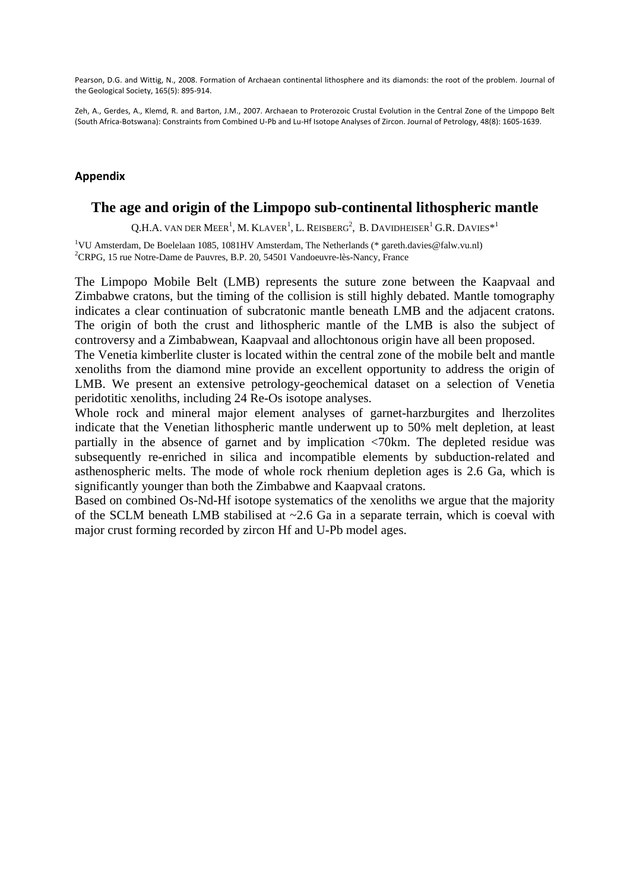Pearson, D.G. and Wittig, N., 2008. Formation of Archaean continental lithosphere and its diamonds: the root of the problem. Journal of the Geological Society, 165(5): 895-914.

Zeh, A., Gerdes, A., Klemd, R. and Barton, J.M., 2007. Archaean to Proterozoic Crustal Evolution in the Central Zone of the Limpopo Belt (South Africa-Botswana): Constraints from Combined U-Pb and Lu-Hf Isotope Analyses of Zircon. Journal of Petrology, 48(8): 1605-1639.

## Appendix

# The age and origin of the Limpopo sub-continental lithospheric mantle

Q.H.A. van der Meer[1], M. Klaver[1], L. Reisberg[2], B. Davidheiser[1] G.R. Davies*[1]

[1]VU Amsterdam, De Boelelaan 1085, 1081HV Amsterdam, The Netherlands (* gareth.davies@falw.vu.nl)
[2]CRPG, 15 rue Notre-Dame de Pauvres, B.P. 20, 54501 Vandoeuvre-lès-Nancy, France

The Limpopo Mobile Belt (LMB) represents the suture zone between the Kaapvaal and Zimbabwe cratons, but the timing of the collision is still highly debated. Mantle tomography indicates a clear continuation of subcratonic mantle beneath LMB and the adjacent cratons. The origin of both the crust and lithospheric mantle of the LMB is also the subject of controversy and a Zimbabwean, Kaapvaal and allochtonous origin have all been proposed.

The Venetia kimberlite cluster is located within the central zone of the mobile belt and mantle xenoliths from the diamond mine provide an excellent opportunity to address the origin of LMB. We present an extensive petrology-geochemical dataset on a selection of Venetia peridotitic xenoliths, including 24 Re-Os isotope analyses.

Whole rock and mineral major element analyses of garnet-harzburgites and lherzolites indicate that the Venetian lithospheric mantle underwent up to 50% melt depletion, at least partially in the absence of garnet and by implication <70km. The depleted residue was subsequently re-enriched in silica and incompatible elements by subduction-related and asthenospheric melts. The mode of whole rock rhenium depletion ages is 2.6 Ga, which is significantly younger than both the Zimbabwe and Kaapvaal cratons.

Based on combined Os-Nd-Hf isotope systematics of the xenoliths we argue that the majority of the SCLM beneath LMB stabilised at ~2.6 Ga in a separate terrain, which is coeval with major crust forming recorded by zircon Hf and U-Pb model ages.